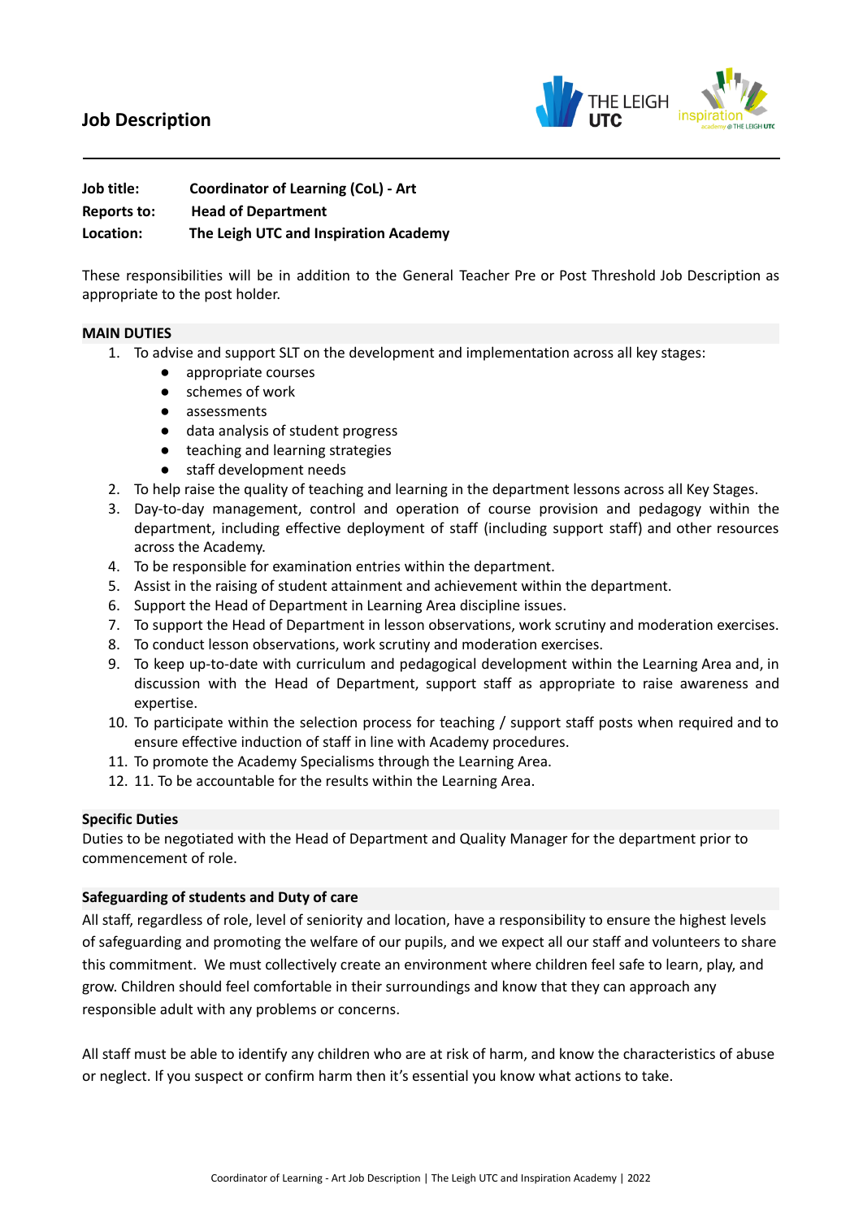# Job Description

**Job title:** **Coordinator of Learning (CoL) - Art**
**Reports to:** **Head of Department**
**Location:** **The Leigh UTC and Inspiration Academy**

These responsibilities will be in addition to the General Teacher Pre or Post Threshold Job Description as appropriate to the post holder.

## MAIN DUTIES

1. To advise and support SLT on the development and implementation across all key stages:
   - appropriate courses
   - schemes of work
   - assessments
   - data analysis of student progress
   - teaching and learning strategies
   - staff development needs
2. To help raise the quality of teaching and learning in the department lessons across all Key Stages.
3. Day-to-day management, control and operation of course provision and pedagogy within the department, including effective deployment of staff (including support staff) and other resources across the Academy.
4. To be responsible for examination entries within the department.
5. Assist in the raising of student attainment and achievement within the department.
6. Support the Head of Department in Learning Area discipline issues.
7. To support the Head of Department in lesson observations, work scrutiny and moderation exercises.
8. To conduct lesson observations, work scrutiny and moderation exercises.
9. To keep up-to-date with curriculum and pedagogical development within the Learning Area and, in discussion with the Head of Department, support staff as appropriate to raise awareness and expertise.
10. To participate within the selection process for teaching / support staff posts when required and to ensure effective induction of staff in line with Academy procedures.
11. To promote the Academy Specialisms through the Learning Area.
12. 11. To be accountable for the results within the Learning Area.

## Specific Duties

Duties to be negotiated with the Head of Department and Quality Manager for the department prior to commencement of role.

## Safeguarding of students and Duty of care

All staff, regardless of role, level of seniority and location, have a responsibility to ensure the highest levels of safeguarding and promoting the welfare of our pupils, and we expect all our staff and volunteers to share this commitment. We must collectively create an environment where children feel safe to learn, play, and grow. Children should feel comfortable in their surroundings and know that they can approach any responsible adult with any problems or concerns.

All staff must be able to identify any children who are at risk of harm, and know the characteristics of abuse or neglect. If you suspect or confirm harm then it's essential you know what actions to take.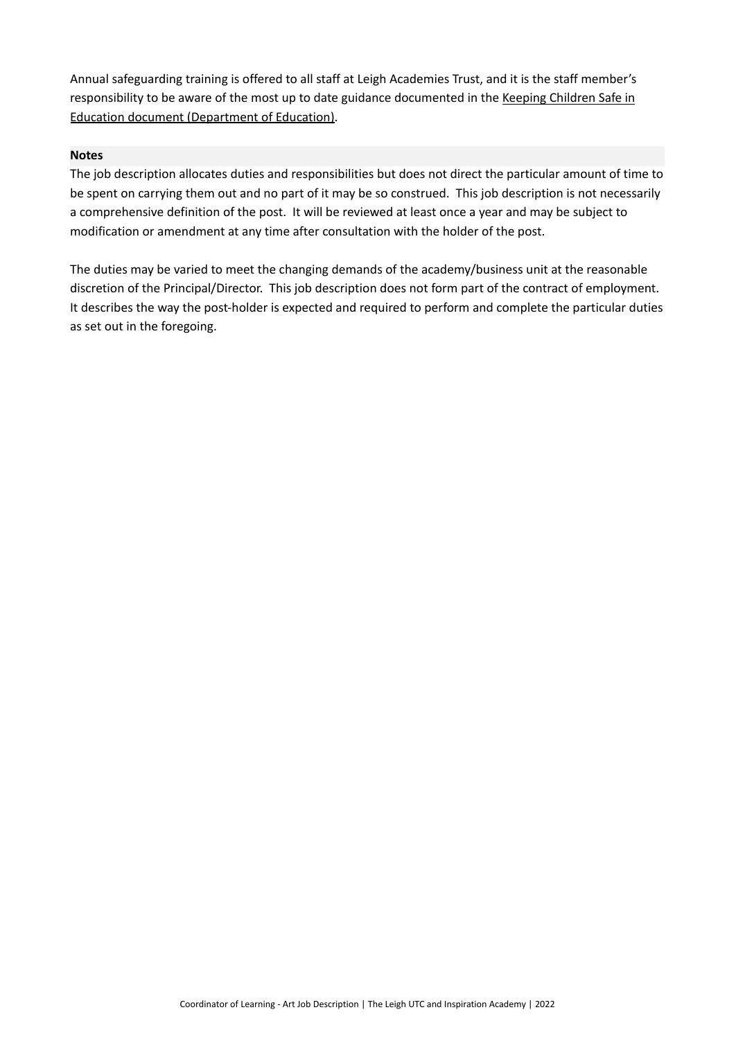Annual safeguarding training is offered to all staff at Leigh Academies Trust, and it is the staff member's responsibility to be aware of the most up to date guidance documented in the Keeping Children Safe in Education document (Department of Education).

**Notes**

The job description allocates duties and responsibilities but does not direct the particular amount of time to be spent on carrying them out and no part of it may be so construed. This job description is not necessarily a comprehensive definition of the post. It will be reviewed at least once a year and may be subject to modification or amendment at any time after consultation with the holder of the post.

The duties may be varied to meet the changing demands of the academy/business unit at the reasonable discretion of the Principal/Director. This job description does not form part of the contract of employment. It describes the way the post-holder is expected and required to perform and complete the particular duties as set out in the foregoing.